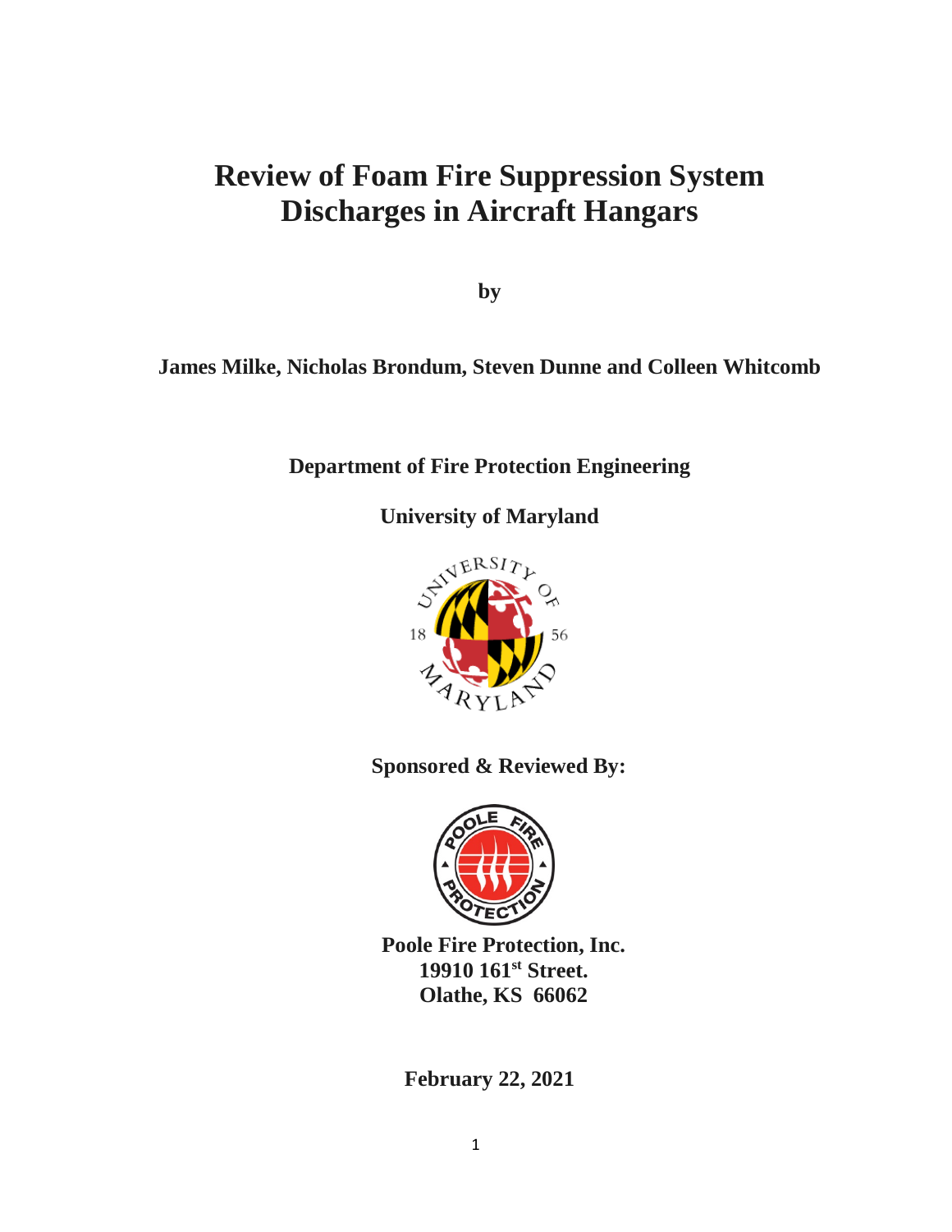# Review of Foam Fire Suppression System Discharges in Aircraft Hangars

**by**

**James Milke, Nicholas Brondum, Steven Dunne and Colleen Whitcomb**

**Department of Fire Protection Engineering**

**University of Maryland**

**Sponsored & Reviewed By:**

**Poole Fire Protection, Inc.**
**19910 161st Street.**
**Olathe, KS 66062**

**February 22, 2021**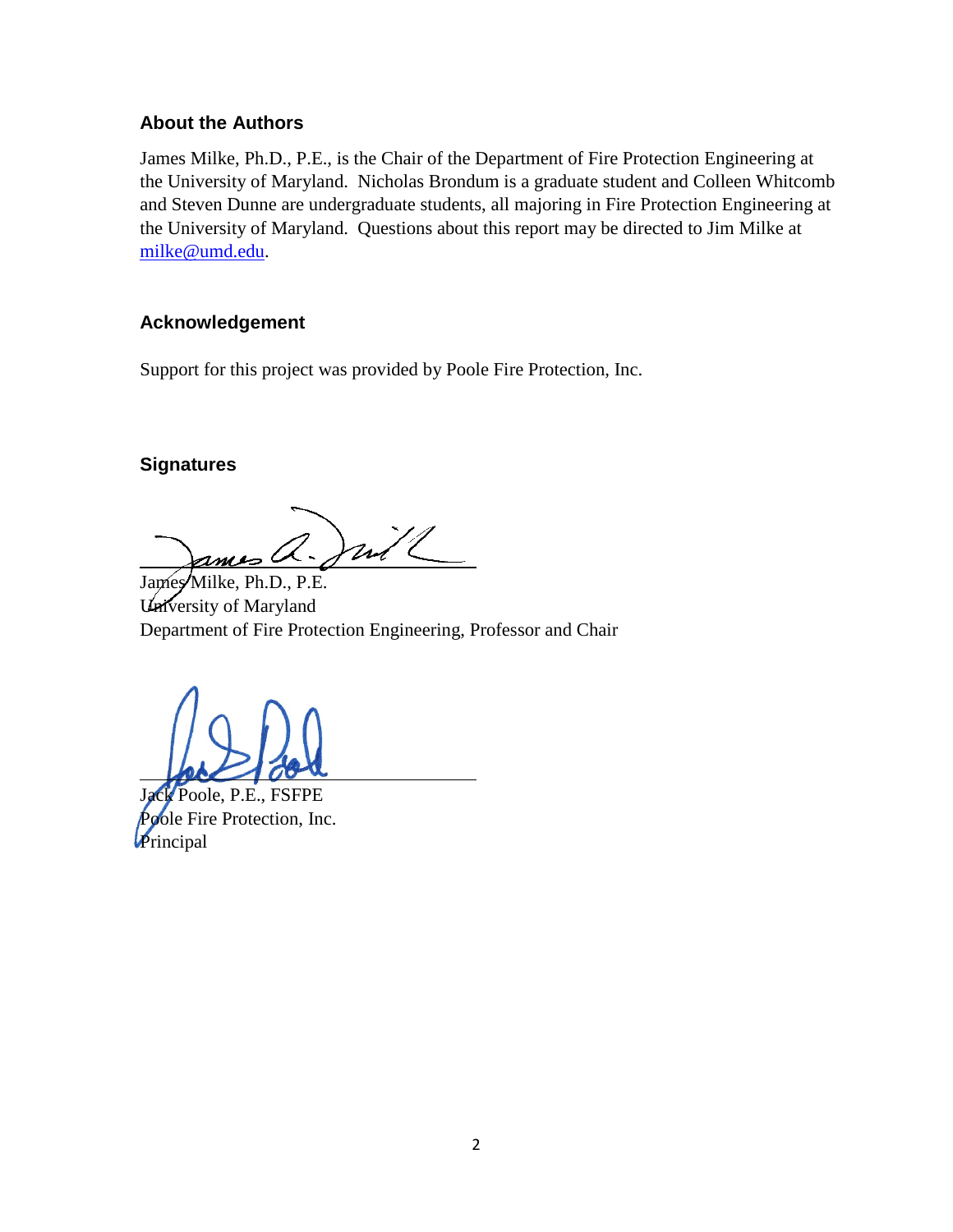## About the Authors

James Milke, Ph.D., P.E., is the Chair of the Department of Fire Protection Engineering at the University of Maryland. Nicholas Brondum is a graduate student and Colleen Whitcomb and Steven Dunne are undergraduate students, all majoring in Fire Protection Engineering at the University of Maryland. Questions about this report may be directed to Jim Milke at milke@umd.edu.

## Acknowledgement

Support for this project was provided by Poole Fire Protection, Inc.

## Signatures

James Milke, Ph.D., P.E.
University of Maryland
Department of Fire Protection Engineering, Professor and Chair

Jack Poole, P.E., FSFPE
Poole Fire Protection, Inc.
Principal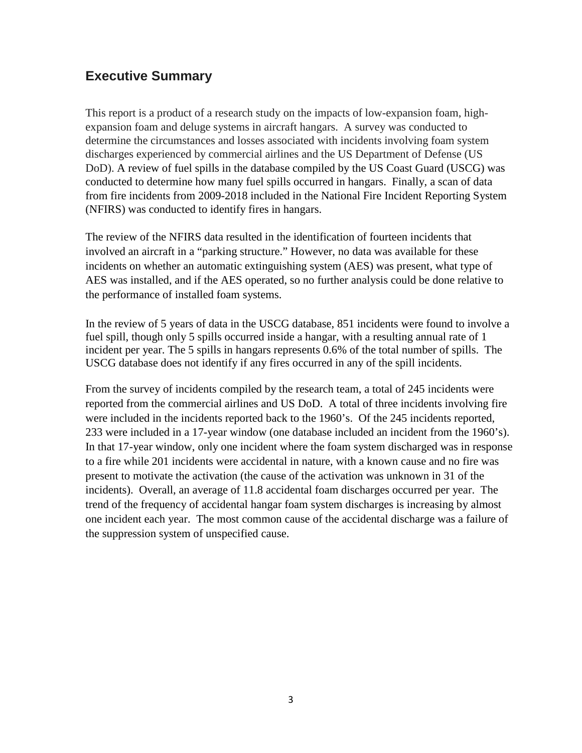## Executive Summary

This report is a product of a research study on the impacts of low-expansion foam, high-expansion foam and deluge systems in aircraft hangars. A survey was conducted to determine the circumstances and losses associated with incidents involving foam system discharges experienced by commercial airlines and the US Department of Defense (US DoD). A review of fuel spills in the database compiled by the US Coast Guard (USCG) was conducted to determine how many fuel spills occurred in hangars. Finally, a scan of data from fire incidents from 2009-2018 included in the National Fire Incident Reporting System (NFIRS) was conducted to identify fires in hangars.

The review of the NFIRS data resulted in the identification of fourteen incidents that involved an aircraft in a "parking structure." However, no data was available for these incidents on whether an automatic extinguishing system (AES) was present, what type of AES was installed, and if the AES operated, so no further analysis could be done relative to the performance of installed foam systems.

In the review of 5 years of data in the USCG database, 851 incidents were found to involve a fuel spill, though only 5 spills occurred inside a hangar, with a resulting annual rate of 1 incident per year. The 5 spills in hangars represents 0.6% of the total number of spills. The USCG database does not identify if any fires occurred in any of the spill incidents.

From the survey of incidents compiled by the research team, a total of 245 incidents were reported from the commercial airlines and US DoD. A total of three incidents involving fire were included in the incidents reported back to the 1960's. Of the 245 incidents reported, 233 were included in a 17-year window (one database included an incident from the 1960's). In that 17-year window, only one incident where the foam system discharged was in response to a fire while 201 incidents were accidental in nature, with a known cause and no fire was present to motivate the activation (the cause of the activation was unknown in 31 of the incidents). Overall, an average of 11.8 accidental foam discharges occurred per year. The trend of the frequency of accidental hangar foam system discharges is increasing by almost one incident each year. The most common cause of the accidental discharge was a failure of the suppression system of unspecified cause.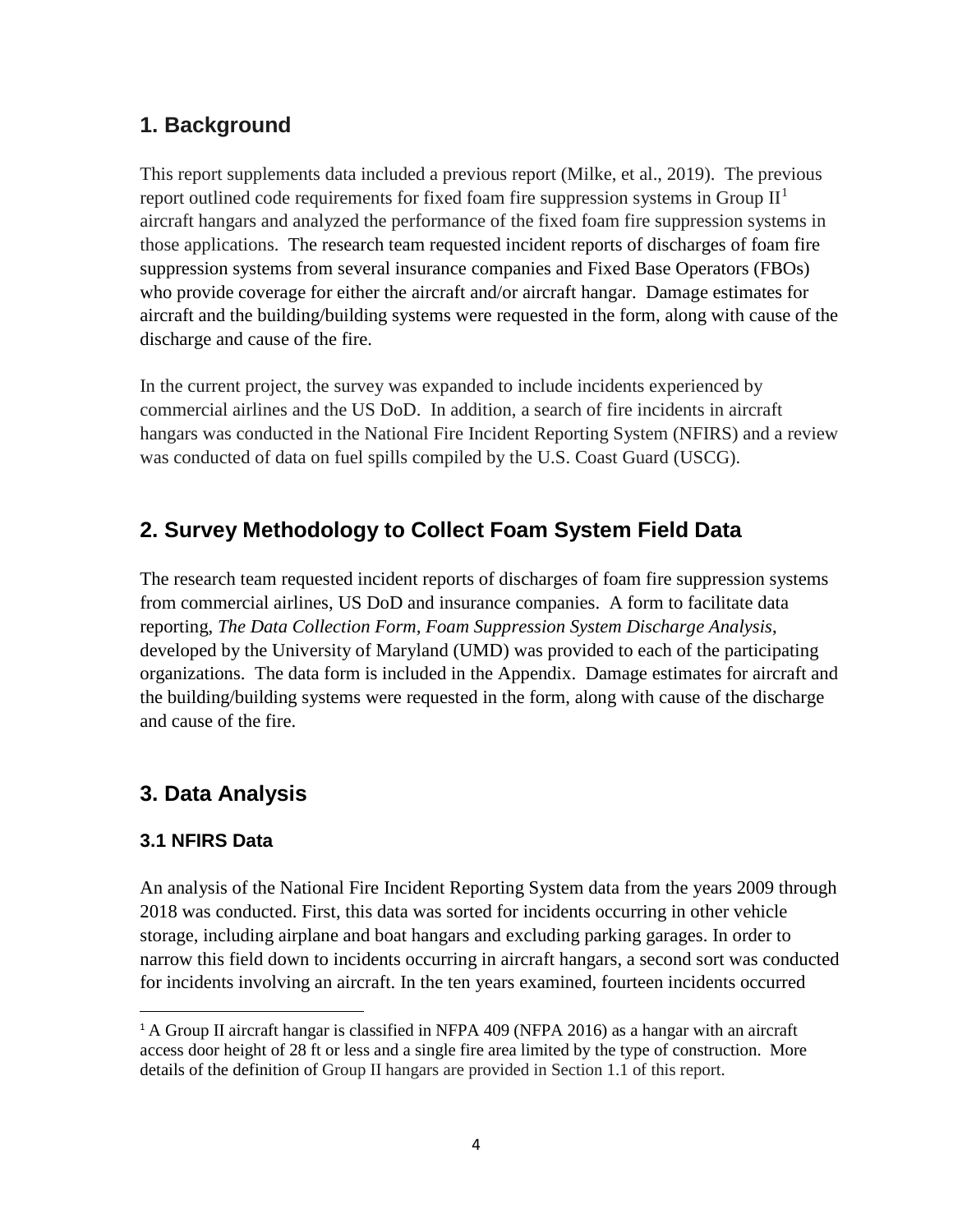## 1. Background

This report supplements data included a previous report (Milke, et al., 2019). The previous report outlined code requirements for fixed foam fire suppression systems in Group II[1] aircraft hangars and analyzed the performance of the fixed foam fire suppression systems in those applications. The research team requested incident reports of discharges of foam fire suppression systems from several insurance companies and Fixed Base Operators (FBOs) who provide coverage for either the aircraft and/or aircraft hangar. Damage estimates for aircraft and the building/building systems were requested in the form, along with cause of the discharge and cause of the fire.

In the current project, the survey was expanded to include incidents experienced by commercial airlines and the US DoD. In addition, a search of fire incidents in aircraft hangars was conducted in the National Fire Incident Reporting System (NFIRS) and a review was conducted of data on fuel spills compiled by the U.S. Coast Guard (USCG).

## 2. Survey Methodology to Collect Foam System Field Data

The research team requested incident reports of discharges of foam fire suppression systems from commercial airlines, US DoD and insurance companies. A form to facilitate data reporting, *The Data Collection Form, Foam Suppression System Discharge Analysis*, developed by the University of Maryland (UMD) was provided to each of the participating organizations. The data form is included in the Appendix. Damage estimates for aircraft and the building/building systems were requested in the form, along with cause of the discharge and cause of the fire.

## 3. Data Analysis

### 3.1 NFIRS Data

An analysis of the National Fire Incident Reporting System data from the years 2009 through 2018 was conducted. First, this data was sorted for incidents occurring in other vehicle storage, including airplane and boat hangars and excluding parking garages. In order to narrow this field down to incidents occurring in aircraft hangars, a second sort was conducted for incidents involving an aircraft. In the ten years examined, fourteen incidents occurred

---

[1] A Group II aircraft hangar is classified in NFPA 409 (NFPA 2016) as a hangar with an aircraft access door height of 28 ft or less and a single fire area limited by the type of construction. More details of the definition of Group II hangars are provided in Section 1.1 of this report.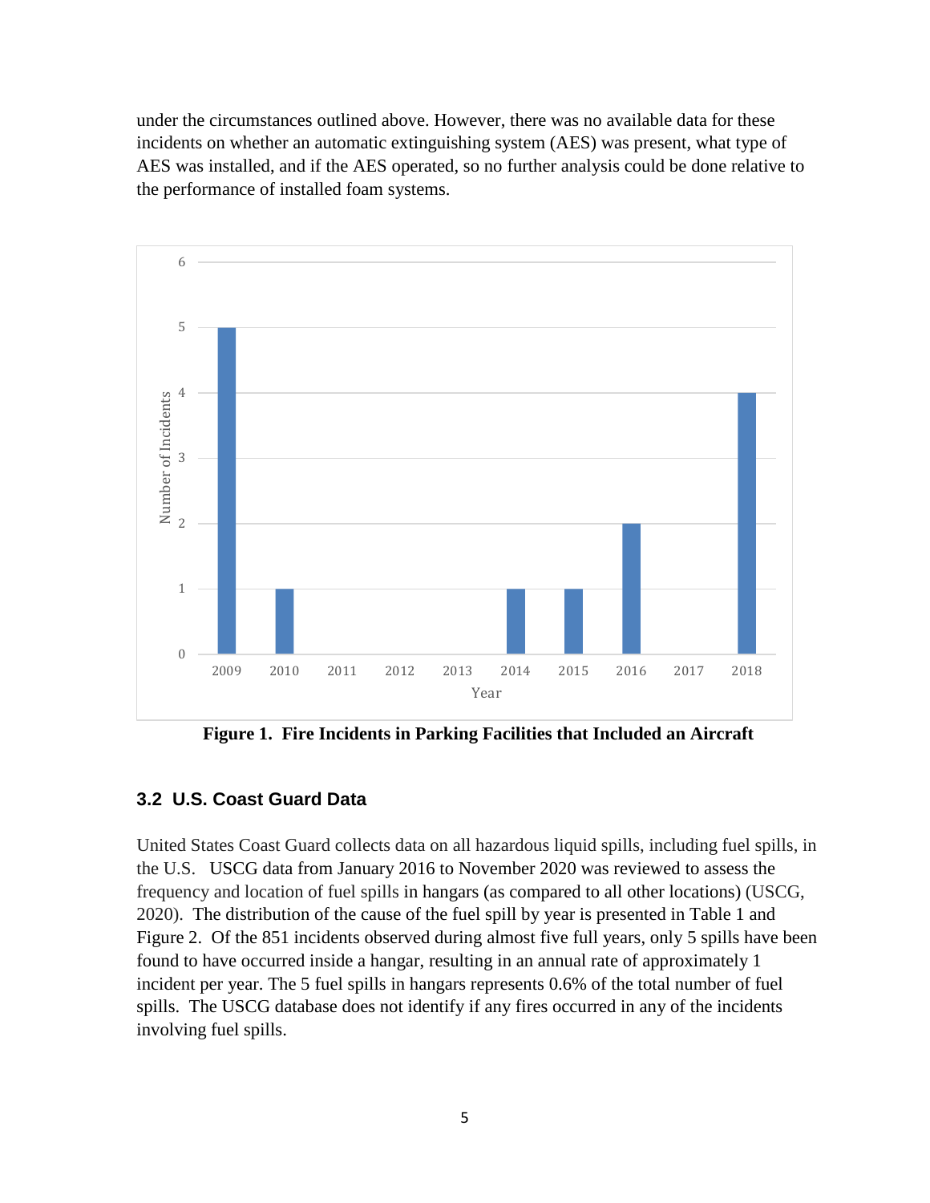under the circumstances outlined above. However, there was no available data for these incidents on whether an automatic extinguishing system (AES) was present, what type of AES was installed, and if the AES operated, so no further analysis could be done relative to the performance of installed foam systems.

**Figure 1. Fire Incidents in Parking Facilities that Included an Aircraft**

### 3.2 U.S. Coast Guard Data

United States Coast Guard collects data on all hazardous liquid spills, including fuel spills, in the U.S. USCG data from January 2016 to November 2020 was reviewed to assess the frequency and location of fuel spills in hangars (as compared to all other locations) (USCG, 2020). The distribution of the cause of the fuel spill by year is presented in Table 1 and Figure 2. Of the 851 incidents observed during almost five full years, only 5 spills have been found to have occurred inside a hangar, resulting in an annual rate of approximately 1 incident per year. The 5 fuel spills in hangars represents 0.6% of the total number of fuel spills. The USCG database does not identify if any fires occurred in any of the incidents involving fuel spills.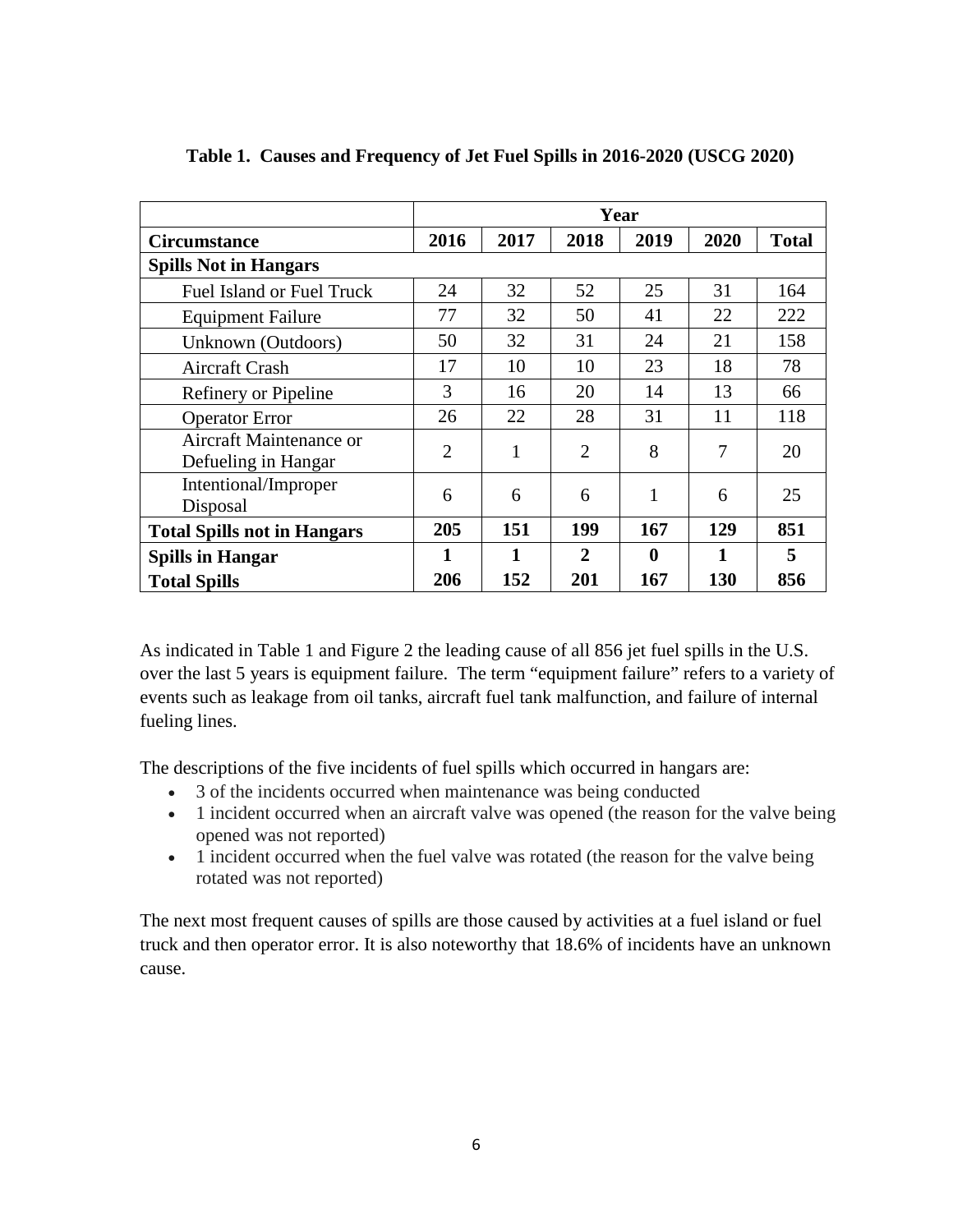**Table 1. Causes and Frequency of Jet Fuel Spills in 2016-2020 (USCG 2020)**

| | Year | | | | | |
|---|---|---|---|---|---|---|
| **Circumstance** | **2016** | **2017** | **2018** | **2019** | **2020** | **Total** |
| **Spills Not in Hangars** | | | | | | |
| Fuel Island or Fuel Truck | 24 | 32 | 52 | 25 | 31 | 164 |
| Equipment Failure | 77 | 32 | 50 | 41 | 22 | 222 |
| Unknown (Outdoors) | 50 | 32 | 31 | 24 | 21 | 158 |
| Aircraft Crash | 17 | 10 | 10 | 23 | 18 | 78 |
| Refinery or Pipeline | 3 | 16 | 20 | 14 | 13 | 66 |
| Operator Error | 26 | 22 | 28 | 31 | 11 | 118 |
| Aircraft Maintenance or Defueling in Hangar | 2 | 1 | 2 | 8 | 7 | 20 |
| Intentional/Improper Disposal | 6 | 6 | 6 | 1 | 6 | 25 |
| **Total Spills not in Hangars** | **205** | **151** | **199** | **167** | **129** | **851** |
| **Spills in Hangar** | **1** | **1** | **2** | **0** | **1** | **5** |
| **Total Spills** | **206** | **152** | **201** | **167** | **130** | **856** |

As indicated in Table 1 and Figure 2 the leading cause of all 856 jet fuel spills in the U.S. over the last 5 years is equipment failure. The term "equipment failure" refers to a variety of events such as leakage from oil tanks, aircraft fuel tank malfunction, and failure of internal fueling lines.

The descriptions of the five incidents of fuel spills which occurred in hangars are:

- 3 of the incidents occurred when maintenance was being conducted
- 1 incident occurred when an aircraft valve was opened (the reason for the valve being opened was not reported)
- 1 incident occurred when the fuel valve was rotated (the reason for the valve being rotated was not reported)

The next most frequent causes of spills are those caused by activities at a fuel island or fuel truck and then operator error. It is also noteworthy that 18.6% of incidents have an unknown cause.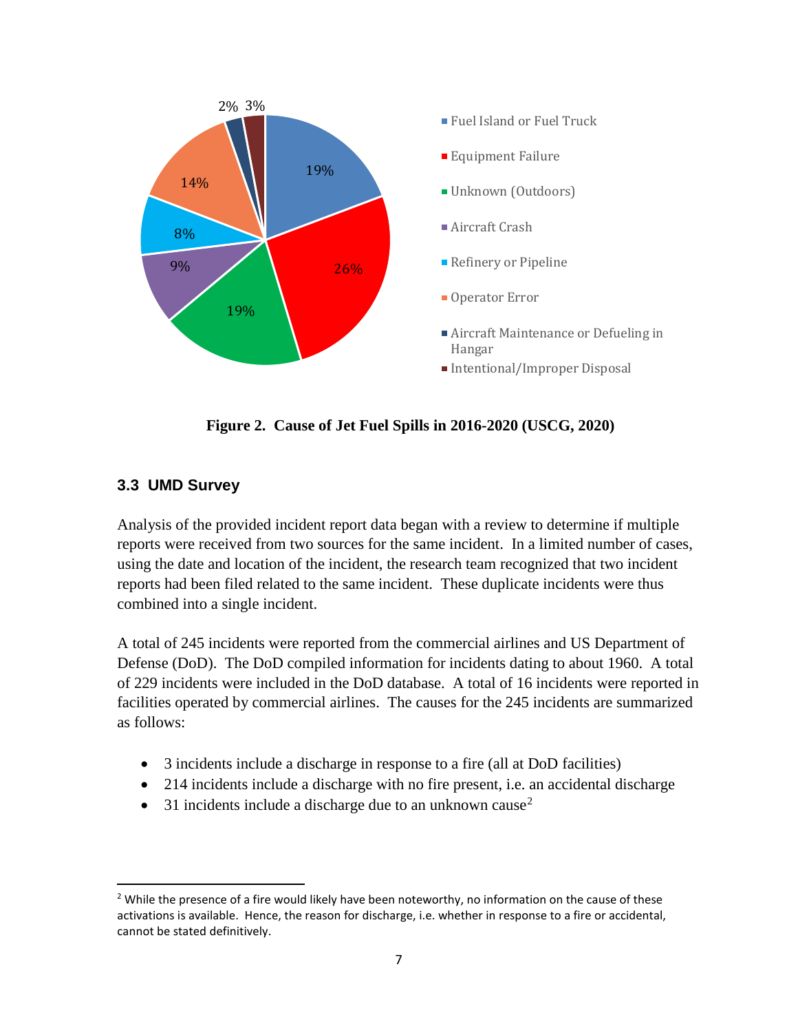Figure 2. Cause of Jet Fuel Spills in 2016-2020 (USCG, 2020)

### 3.3 UMD Survey

Analysis of the provided incident report data began with a review to determine if multiple reports were received from two sources for the same incident. In a limited number of cases, using the date and location of the incident, the research team recognized that two incident reports had been filed related to the same incident. These duplicate incidents were thus combined into a single incident.

A total of 245 incidents were reported from the commercial airlines and US Department of Defense (DoD). The DoD compiled information for incidents dating to about 1960. A total of 229 incidents were included in the DoD database. A total of 16 incidents were reported in facilities operated by commercial airlines. The causes for the 245 incidents are summarized as follows:

- 3 incidents include a discharge in response to a fire (all at DoD facilities)
- 214 incidents include a discharge with no fire present, i.e. an accidental discharge
- 31 incidents include a discharge due to an unknown cause[2]

[2] While the presence of a fire would likely have been noteworthy, no information on the cause of these activations is available. Hence, the reason for discharge, i.e. whether in response to a fire or accidental, cannot be stated definitively.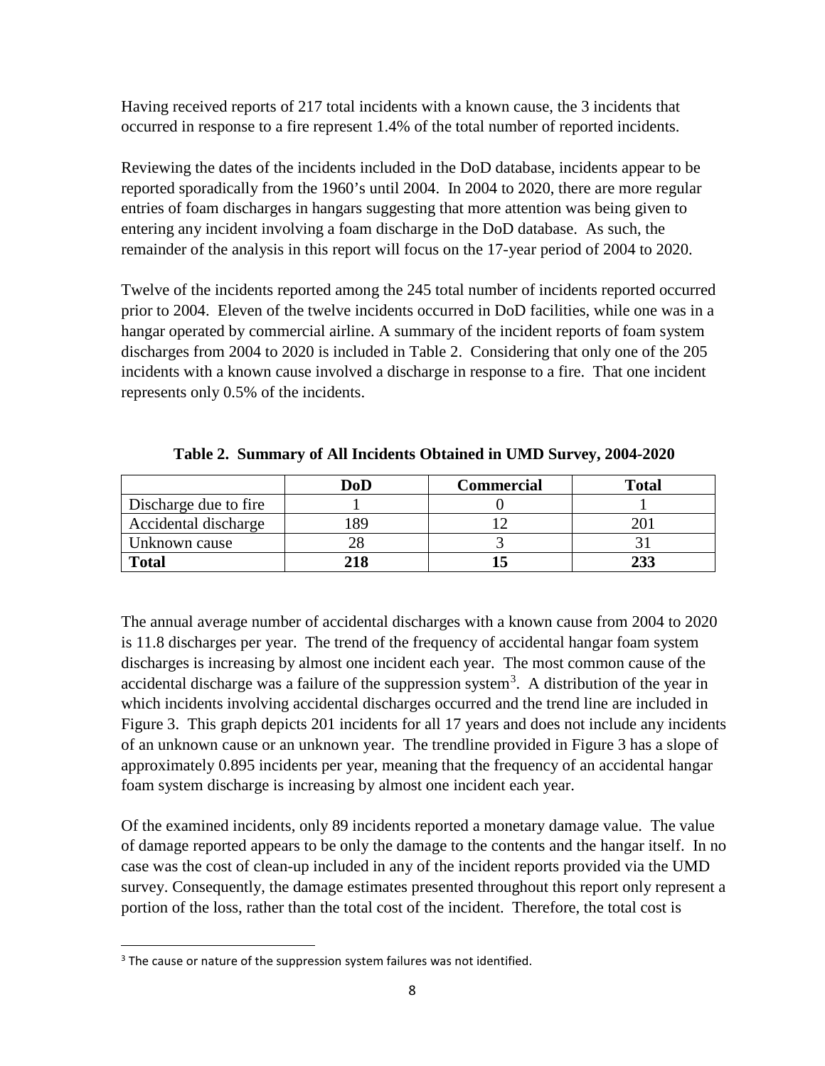Having received reports of 217 total incidents with a known cause, the 3 incidents that occurred in response to a fire represent 1.4% of the total number of reported incidents.

Reviewing the dates of the incidents included in the DoD database, incidents appear to be reported sporadically from the 1960's until 2004. In 2004 to 2020, there are more regular entries of foam discharges in hangars suggesting that more attention was being given to entering any incident involving a foam discharge in the DoD database. As such, the remainder of the analysis in this report will focus on the 17-year period of 2004 to 2020.

Twelve of the incidents reported among the 245 total number of incidents reported occurred prior to 2004. Eleven of the twelve incidents occurred in DoD facilities, while one was in a hangar operated by commercial airline. A summary of the incident reports of foam system discharges from 2004 to 2020 is included in Table 2. Considering that only one of the 205 incidents with a known cause involved a discharge in response to a fire. That one incident represents only 0.5% of the incidents.

**Table 2. Summary of All Incidents Obtained in UMD Survey, 2004-2020**

| | DoD | Commercial | Total |
|---|---|---|---|
| Discharge due to fire | 1 | 0 | 1 |
| Accidental discharge | 189 | 12 | 201 |
| Unknown cause | 28 | 3 | 31 |
| **Total** | **218** | **15** | **233** |

The annual average number of accidental discharges with a known cause from 2004 to 2020 is 11.8 discharges per year. The trend of the frequency of accidental hangar foam system discharges is increasing by almost one incident each year. The most common cause of the accidental discharge was a failure of the suppression system[3]. A distribution of the year in which incidents involving accidental discharges occurred and the trend line are included in Figure 3. This graph depicts 201 incidents for all 17 years and does not include any incidents of an unknown cause or an unknown year. The trendline provided in Figure 3 has a slope of approximately 0.895 incidents per year, meaning that the frequency of an accidental hangar foam system discharge is increasing by almost one incident each year.

Of the examined incidents, only 89 incidents reported a monetary damage value. The value of damage reported appears to be only the damage to the contents and the hangar itself. In no case was the cost of clean-up included in any of the incident reports provided via the UMD survey. Consequently, the damage estimates presented throughout this report only represent a portion of the loss, rather than the total cost of the incident. Therefore, the total cost is

[3] The cause or nature of the suppression system failures was not identified.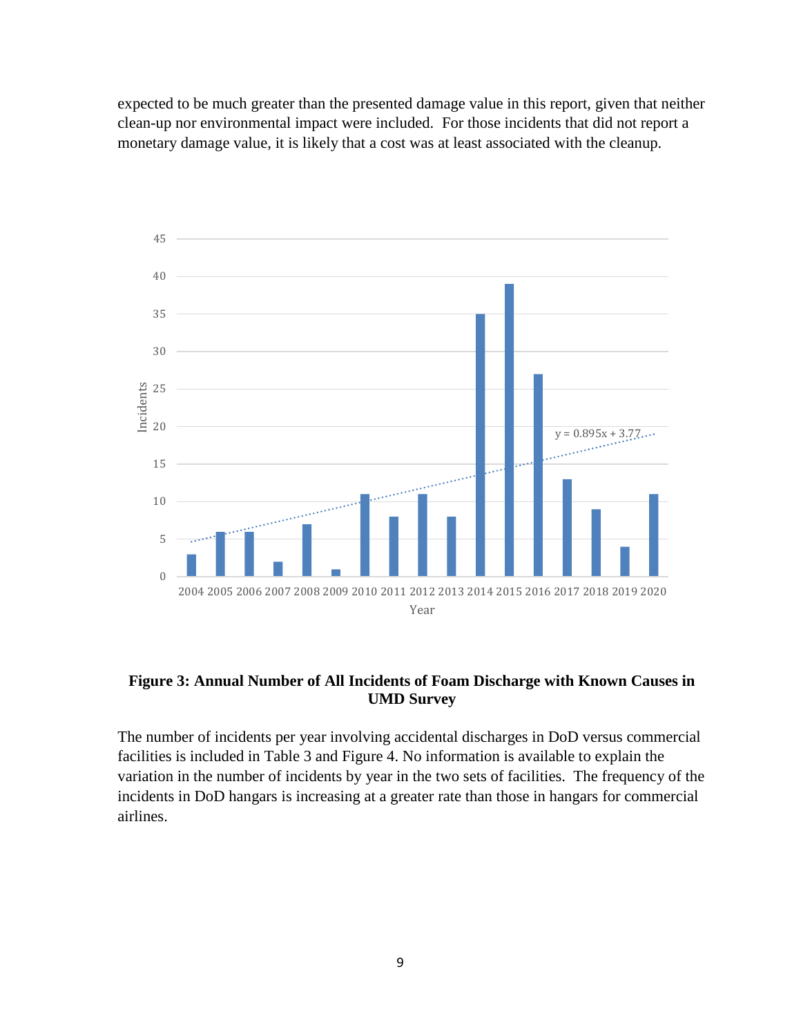expected to be much greater than the presented damage value in this report, given that neither clean-up nor environmental impact were included. For those incidents that did not report a monetary damage value, it is likely that a cost was at least associated with the cleanup.

**Figure 3: Annual Number of All Incidents of Foam Discharge with Known Causes in UMD Survey**

The number of incidents per year involving accidental discharges in DoD versus commercial facilities is included in Table 3 and Figure 4. No information is available to explain the variation in the number of incidents by year in the two sets of facilities. The frequency of the incidents in DoD hangars is increasing at a greater rate than those in hangars for commercial airlines.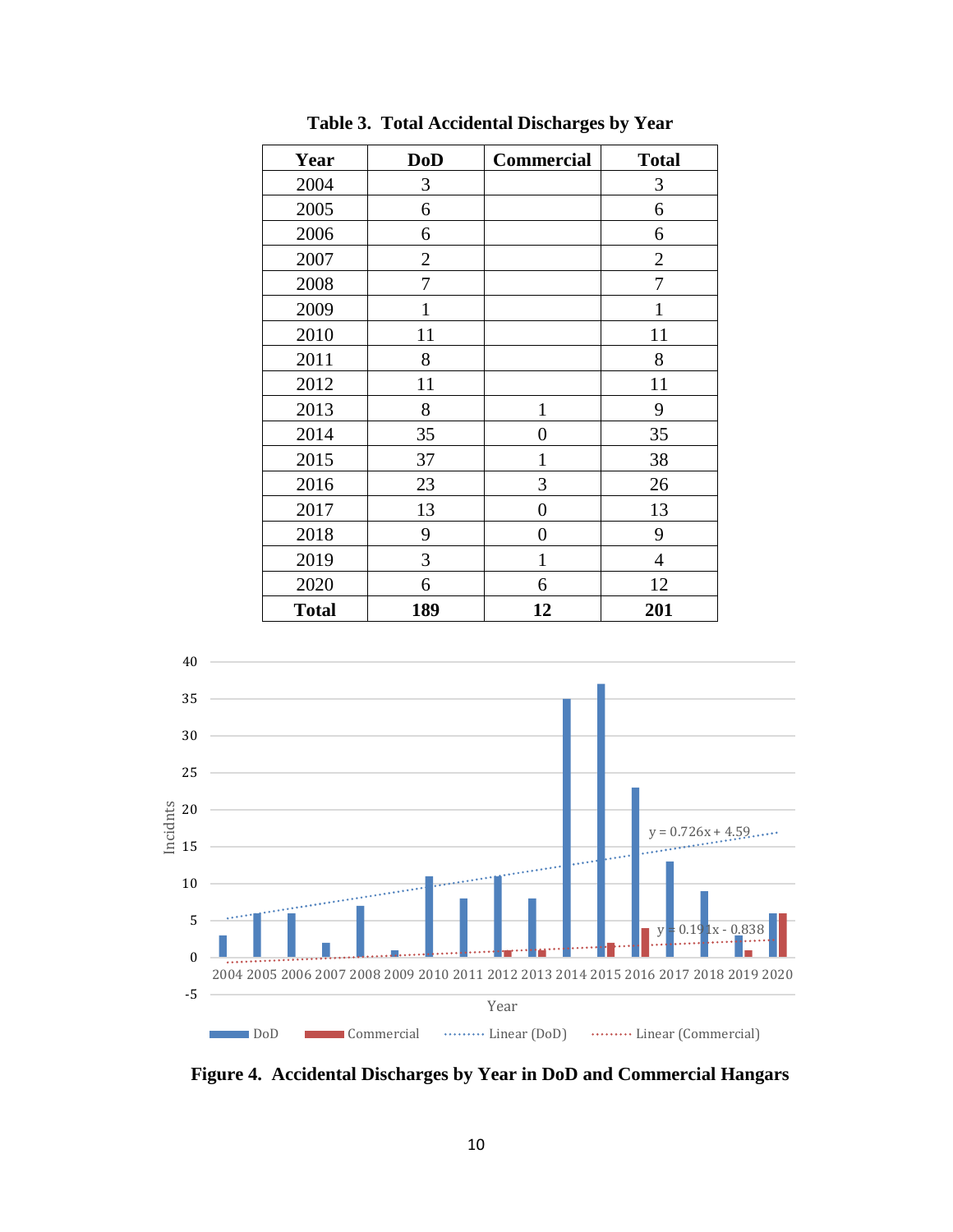**Table 3. Total Accidental Discharges by Year**

| Year | DoD | Commercial | Total |
|---|---|---|---|
| 2004 | 3 | | 3 |
| 2005 | 6 | | 6 |
| 2006 | 6 | | 6 |
| 2007 | 2 | | 2 |
| 2008 | 7 | | 7 |
| 2009 | 1 | | 1 |
| 2010 | 11 | | 11 |
| 2011 | 8 | | 8 |
| 2012 | 11 | | 11 |
| 2013 | 8 | 1 | 9 |
| 2014 | 35 | 0 | 35 |
| 2015 | 37 | 1 | 38 |
| 2016 | 23 | 3 | 26 |
| 2017 | 13 | 0 | 13 |
| 2018 | 9 | 0 | 9 |
| 2019 | 3 | 1 | 4 |
| 2020 | 6 | 6 | 12 |
| **Total** | **189** | **12** | **201** |

**Figure 4. Accidental Discharges by Year in DoD and Commercial Hangars**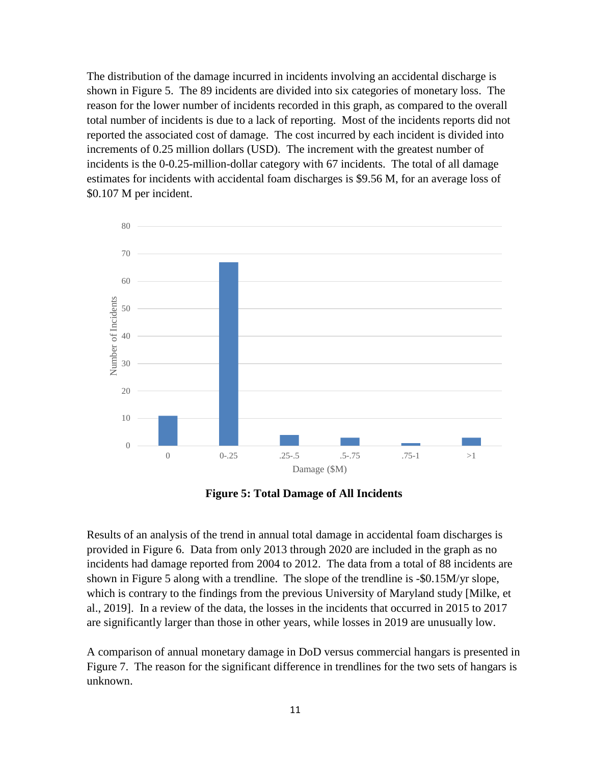The distribution of the damage incurred in incidents involving an accidental discharge is shown in Figure 5. The 89 incidents are divided into six categories of monetary loss. The reason for the lower number of incidents recorded in this graph, as compared to the overall total number of incidents is due to a lack of reporting. Most of the incidents reports did not reported the associated cost of damage. The cost incurred by each incident is divided into increments of 0.25 million dollars (USD). The increment with the greatest number of incidents is the 0-0.25-million-dollar category with 67 incidents. The total of all damage estimates for incidents with accidental foam discharges is $9.56 M, for an average loss of $0.107 M per incident.

**Figure 5: Total Damage of All Incidents**

Results of an analysis of the trend in annual total damage in accidental foam discharges is provided in Figure 6. Data from only 2013 through 2020 are included in the graph as no incidents had damage reported from 2004 to 2012. The data from a total of 88 incidents are shown in Figure 5 along with a trendline. The slope of the trendline is -$0.15M/yr slope, which is contrary to the findings from the previous University of Maryland study [Milke, et al., 2019]. In a review of the data, the losses in the incidents that occurred in 2015 to 2017 are significantly larger than those in other years, while losses in 2019 are unusually low.

A comparison of annual monetary damage in DoD versus commercial hangars is presented in Figure 7. The reason for the significant difference in trendlines for the two sets of hangars is unknown.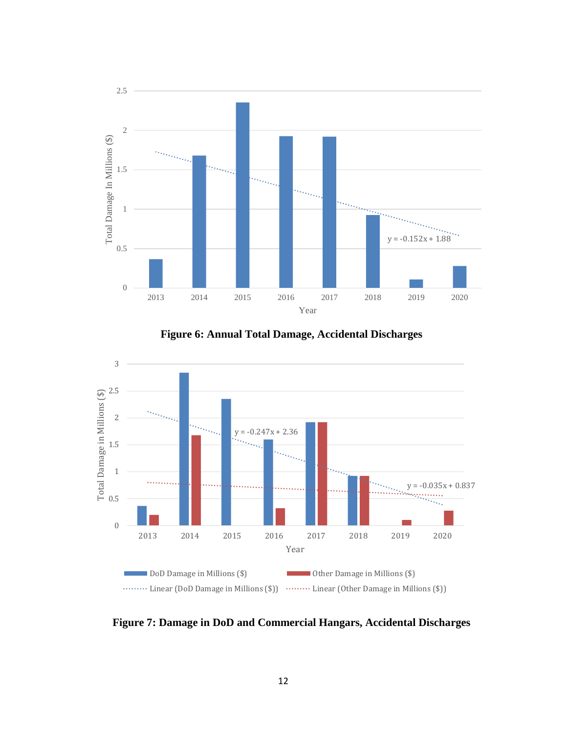**Figure 6: Annual Total Damage, Accidental Discharges**

**Figure 7: Damage in DoD and Commercial Hangars, Accidental Discharges**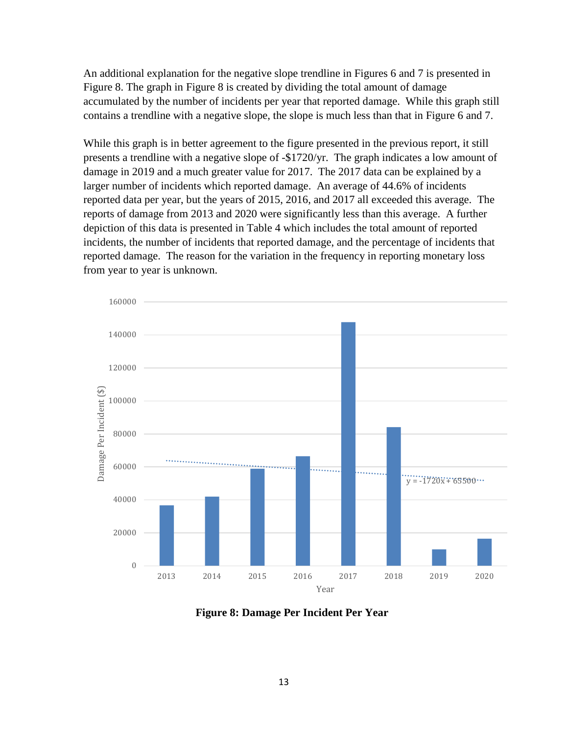An additional explanation for the negative slope trendline in Figures 6 and 7 is presented in Figure 8. The graph in Figure 8 is created by dividing the total amount of damage accumulated by the number of incidents per year that reported damage. While this graph still contains a trendline with a negative slope, the slope is much less than that in Figure 6 and 7.

While this graph is in better agreement to the figure presented in the previous report, it still presents a trendline with a negative slope of -$1720/yr. The graph indicates a low amount of damage in 2019 and a much greater value for 2017. The 2017 data can be explained by a larger number of incidents which reported damage. An average of 44.6% of incidents reported data per year, but the years of 2015, 2016, and 2017 all exceeded this average. The reports of damage from 2013 and 2020 were significantly less than this average. A further depiction of this data is presented in Table 4 which includes the total amount of reported incidents, the number of incidents that reported damage, and the percentage of incidents that reported damage. The reason for the variation in the frequency in reporting monetary loss from year to year is unknown.

**Figure 8: Damage Per Incident Per Year**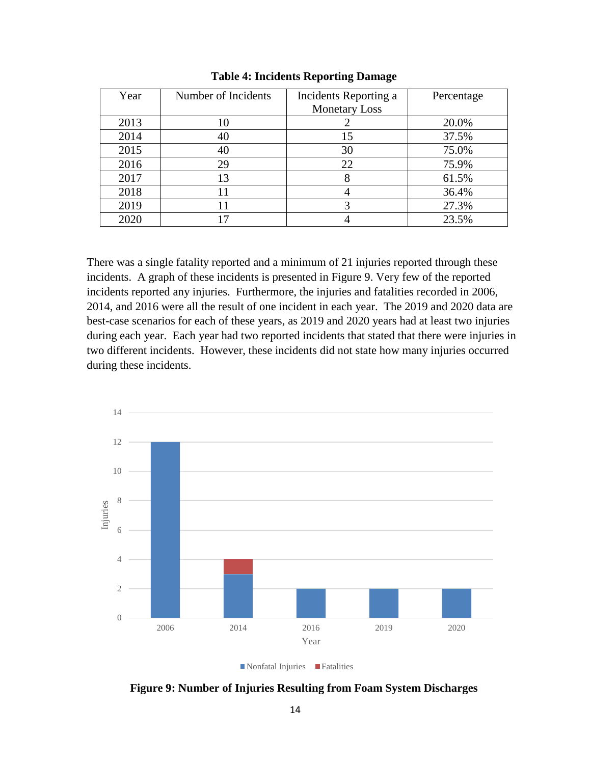**Table 4: Incidents Reporting Damage**

| Year | Number of Incidents | Incidents Reporting a Monetary Loss | Percentage |
|---|---|---|---|
| 2013 | 10 | 2 | 20.0% |
| 2014 | 40 | 15 | 37.5% |
| 2015 | 40 | 30 | 75.0% |
| 2016 | 29 | 22 | 75.9% |
| 2017 | 13 | 8 | 61.5% |
| 2018 | 11 | 4 | 36.4% |
| 2019 | 11 | 3 | 27.3% |
| 2020 | 17 | 4 | 23.5% |

There was a single fatality reported and a minimum of 21 injuries reported through these incidents. A graph of these incidents is presented in Figure 9. Very few of the reported incidents reported any injuries. Furthermore, the injuries and fatalities recorded in 2006, 2014, and 2016 were all the result of one incident in each year. The 2019 and 2020 data are best-case scenarios for each of these years, as 2019 and 2020 years had at least two injuries during each year. Each year had two reported incidents that stated that there were injuries in two different incidents. However, these incidents did not state how many injuries occurred during these incidents.

**Figure 9: Number of Injuries Resulting from Foam System Discharges**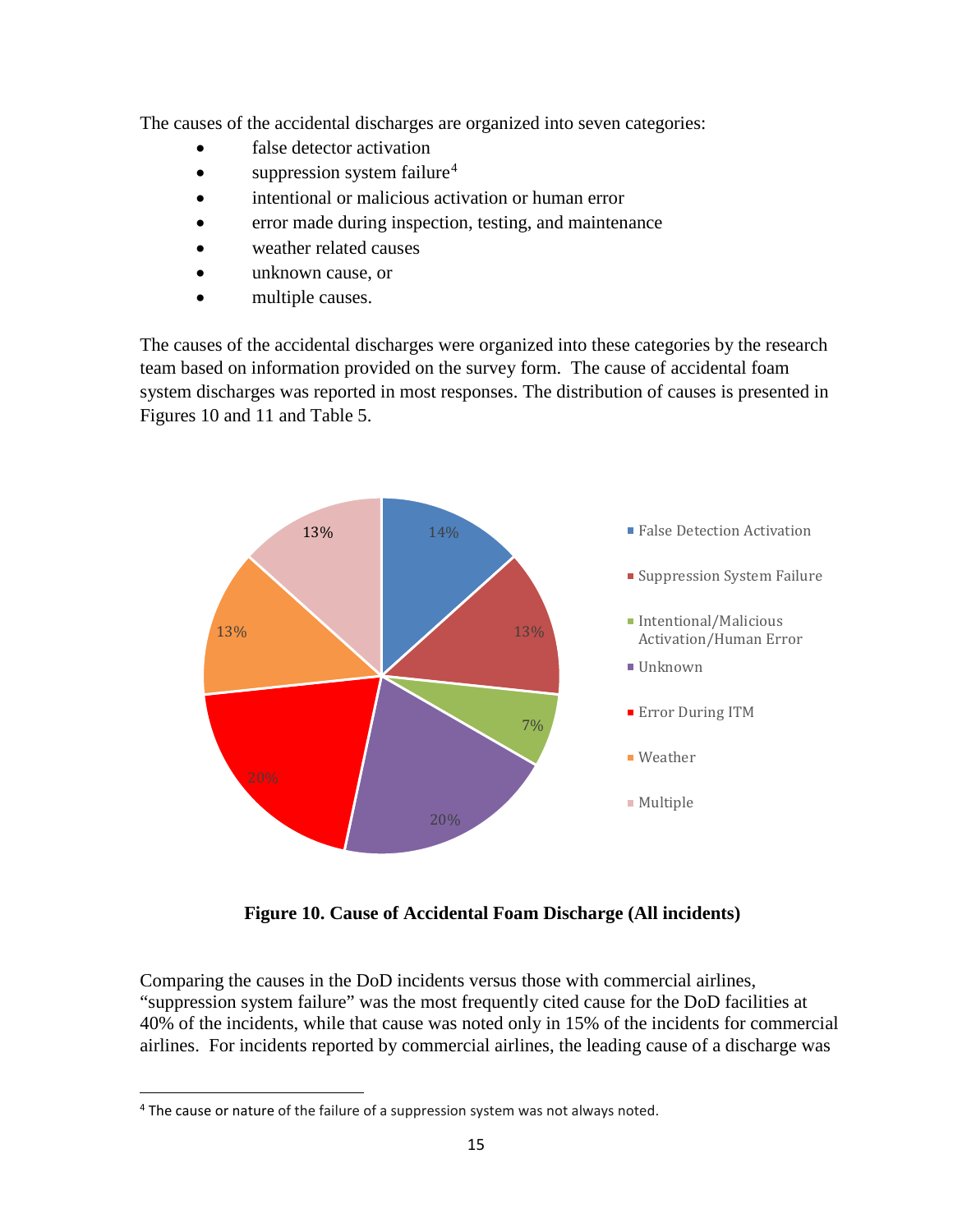The causes of the accidental discharges are organized into seven categories:

- false detector activation
- suppression system failure[4]
- intentional or malicious activation or human error
- error made during inspection, testing, and maintenance
- weather related causes
- unknown cause, or
- multiple causes.

The causes of the accidental discharges were organized into these categories by the research team based on information provided on the survey form. The cause of accidental foam system discharges was reported in most responses. The distribution of causes is presented in Figures 10 and 11 and Table 5.

**Figure 10. Cause of Accidental Foam Discharge (All incidents)**

Comparing the causes in the DoD incidents versus those with commercial airlines, "suppression system failure" was the most frequently cited cause for the DoD facilities at 40% of the incidents, while that cause was noted only in 15% of the incidents for commercial airlines. For incidents reported by commercial airlines, the leading cause of a discharge was

---

[4] The cause or nature of the failure of a suppression system was not always noted.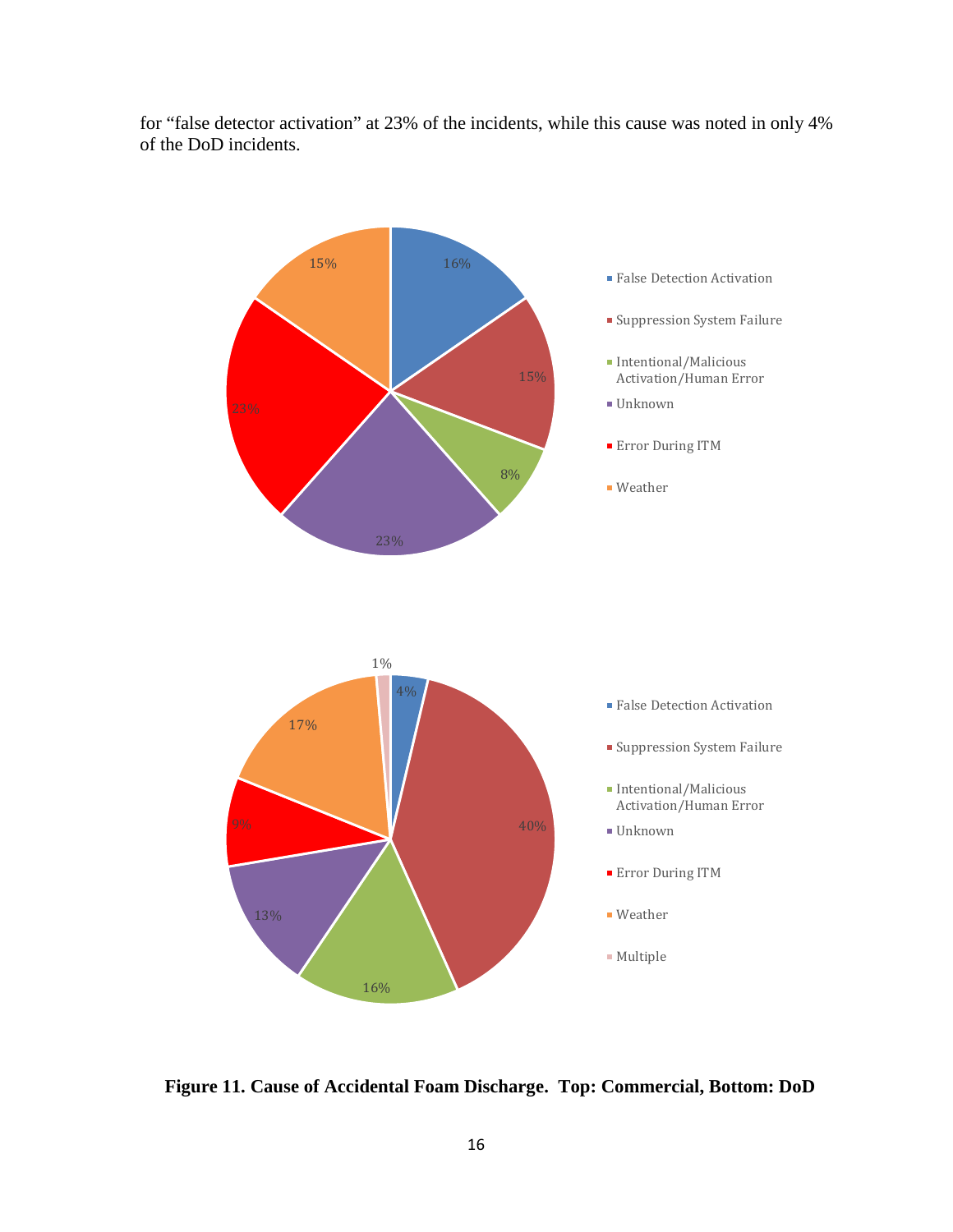for “false detector activation” at 23% of the incidents, while this cause was noted in only 4% of the DoD incidents.

**Figure 11. Cause of Accidental Foam Discharge. Top: Commercial, Bottom: DoD**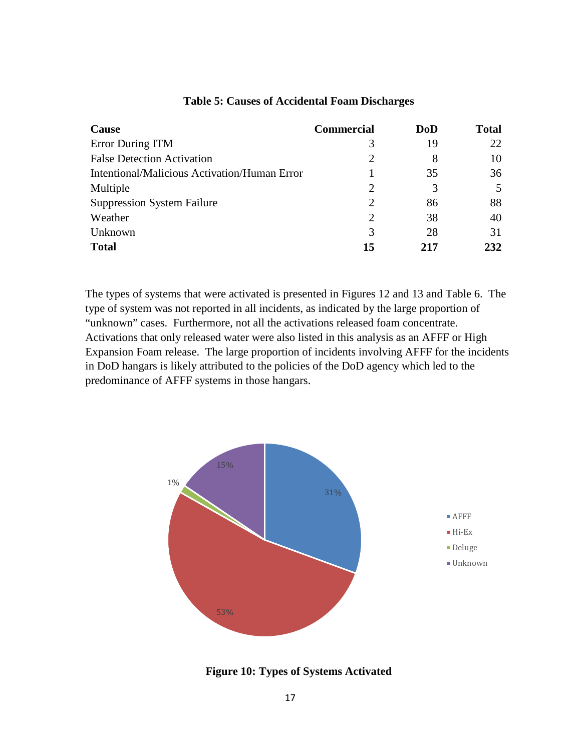**Table 5: Causes of Accidental Foam Discharges**

| Cause | Commercial | DoD | Total |
|---|---|---|---|
| Error During ITM | 3 | 19 | 22 |
| False Detection Activation | 2 | 8 | 10 |
| Intentional/Malicious Activation/Human Error | 1 | 35 | 36 |
| Multiple | 2 | 3 | 5 |
| Suppression System Failure | 2 | 86 | 88 |
| Weather | 2 | 38 | 40 |
| Unknown | 3 | 28 | 31 |
| **Total** | **15** | **217** | **232** |

The types of systems that were activated is presented in Figures 12 and 13 and Table 6. The type of system was not reported in all incidents, as indicated by the large proportion of "unknown" cases. Furthermore, not all the activations released foam concentrate. Activations that only released water were also listed in this analysis as an AFFF or High Expansion Foam release. The large proportion of incidents involving AFFF for the incidents in DoD hangars is likely attributed to the policies of the DoD agency which led to the predominance of AFFF systems in those hangars.

**Figure 10: Types of Systems Activated**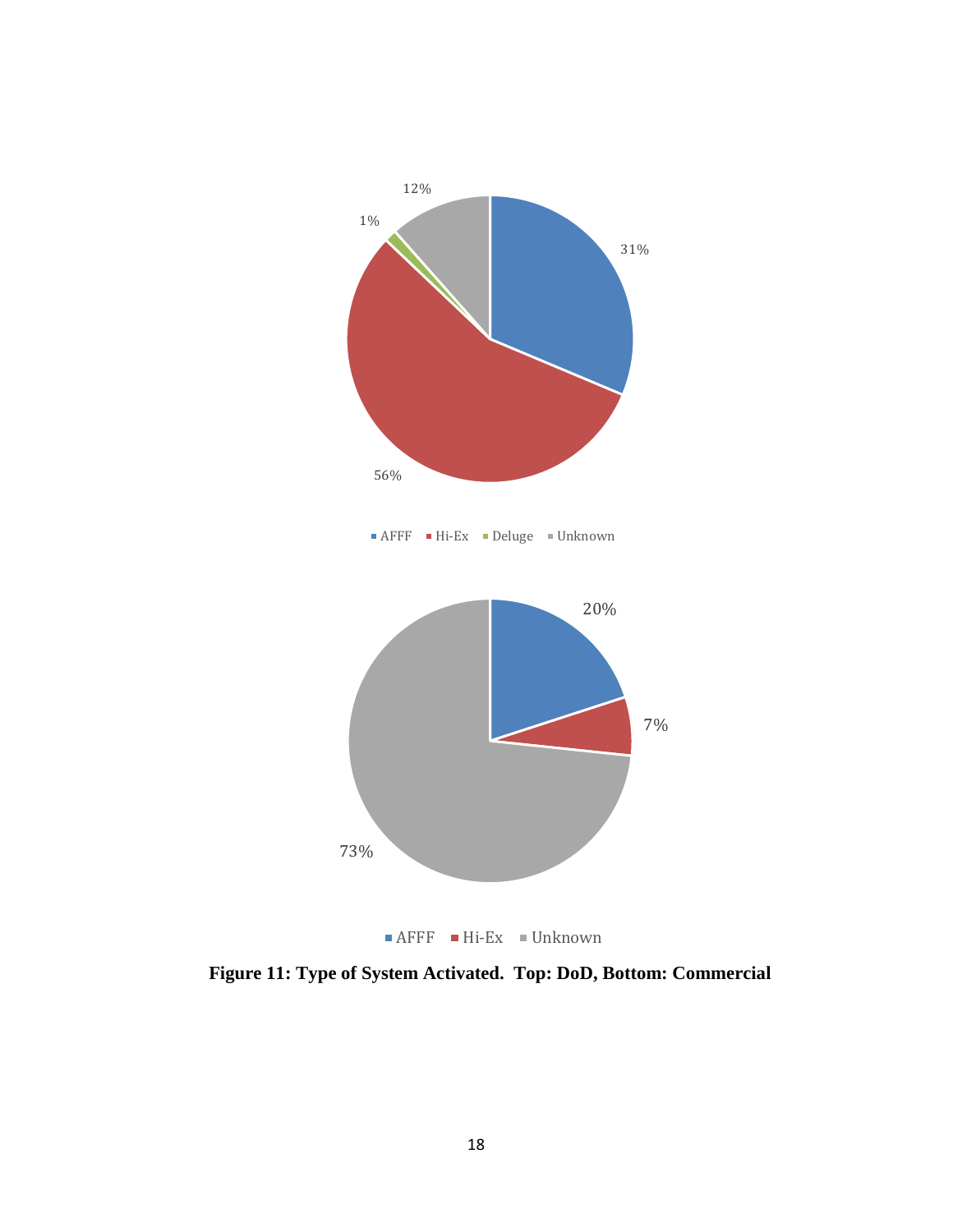Figure 11: Type of System Activated. Top: DoD, Bottom: Commercial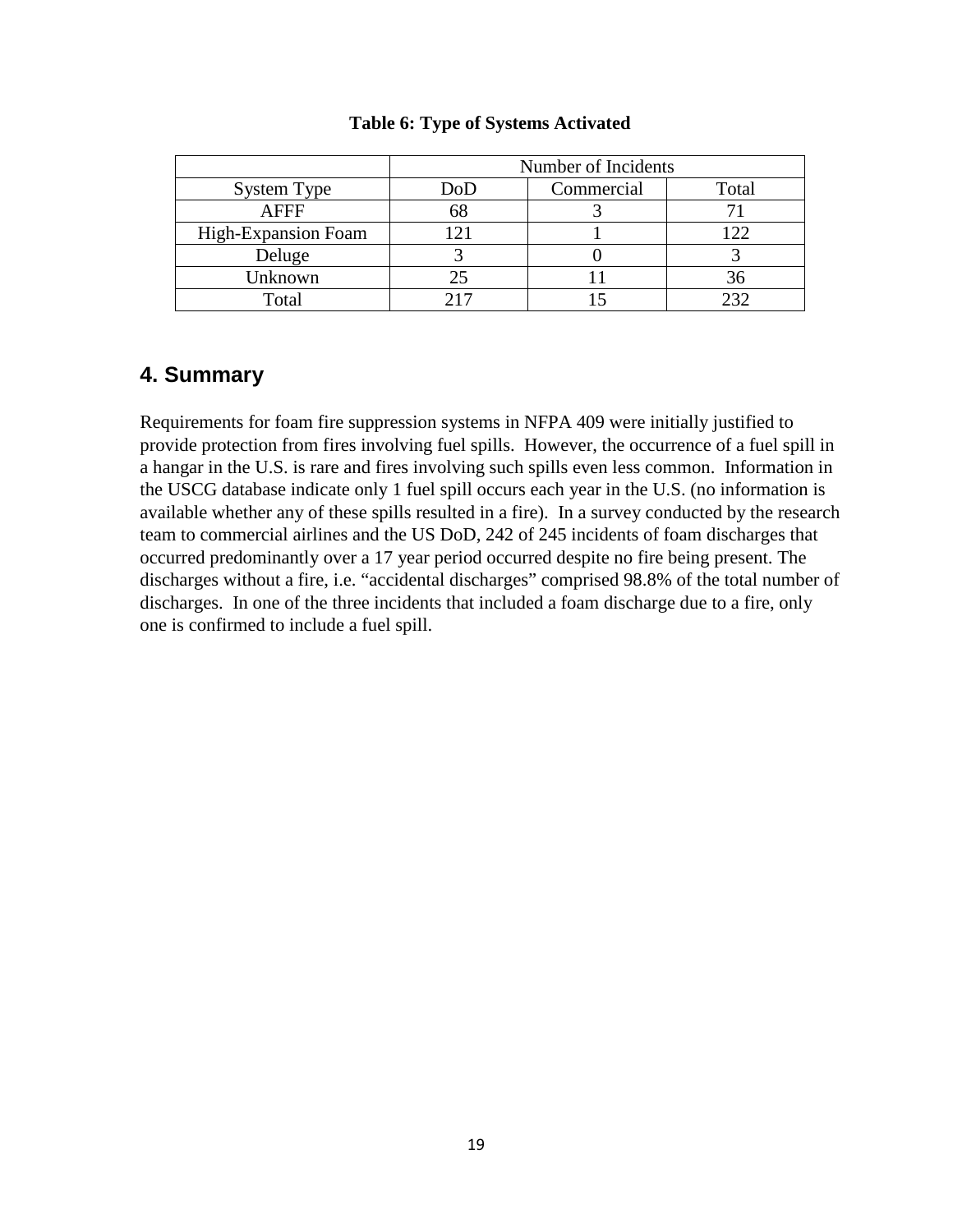**Table 6: Type of Systems Activated**

| | Number of Incidents | | |
|---|---|---|---|
| System Type | DoD | Commercial | Total |
| AFFF | 68 | 3 | 71 |
| High-Expansion Foam | 121 | 1 | 122 |
| Deluge | 3 | 0 | 3 |
| Unknown | 25 | 11 | 36 |
| Total | 217 | 15 | 232 |

## 4. Summary

Requirements for foam fire suppression systems in NFPA 409 were initially justified to provide protection from fires involving fuel spills. However, the occurrence of a fuel spill in a hangar in the U.S. is rare and fires involving such spills even less common. Information in the USCG database indicate only 1 fuel spill occurs each year in the U.S. (no information is available whether any of these spills resulted in a fire). In a survey conducted by the research team to commercial airlines and the US DoD, 242 of 245 incidents of foam discharges that occurred predominantly over a 17 year period occurred despite no fire being present. The discharges without a fire, i.e. "accidental discharges" comprised 98.8% of the total number of discharges. In one of the three incidents that included a foam discharge due to a fire, only one is confirmed to include a fuel spill.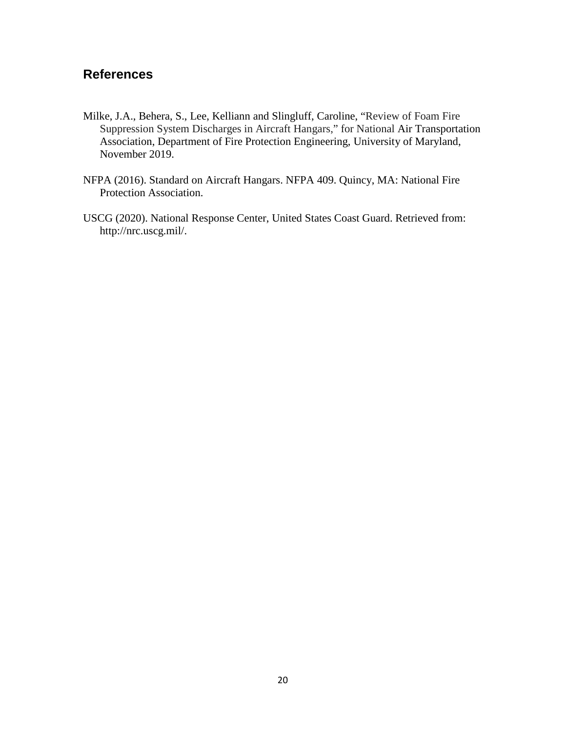## References

Milke, J.A., Behera, S., Lee, Kelliann and Slingluff, Caroline, "Review of Foam Fire Suppression System Discharges in Aircraft Hangars," for National Air Transportation Association, Department of Fire Protection Engineering, University of Maryland, November 2019.

NFPA (2016). Standard on Aircraft Hangars. NFPA 409. Quincy, MA: National Fire Protection Association.

USCG (2020). National Response Center, United States Coast Guard. Retrieved from: http://nrc.uscg.mil/.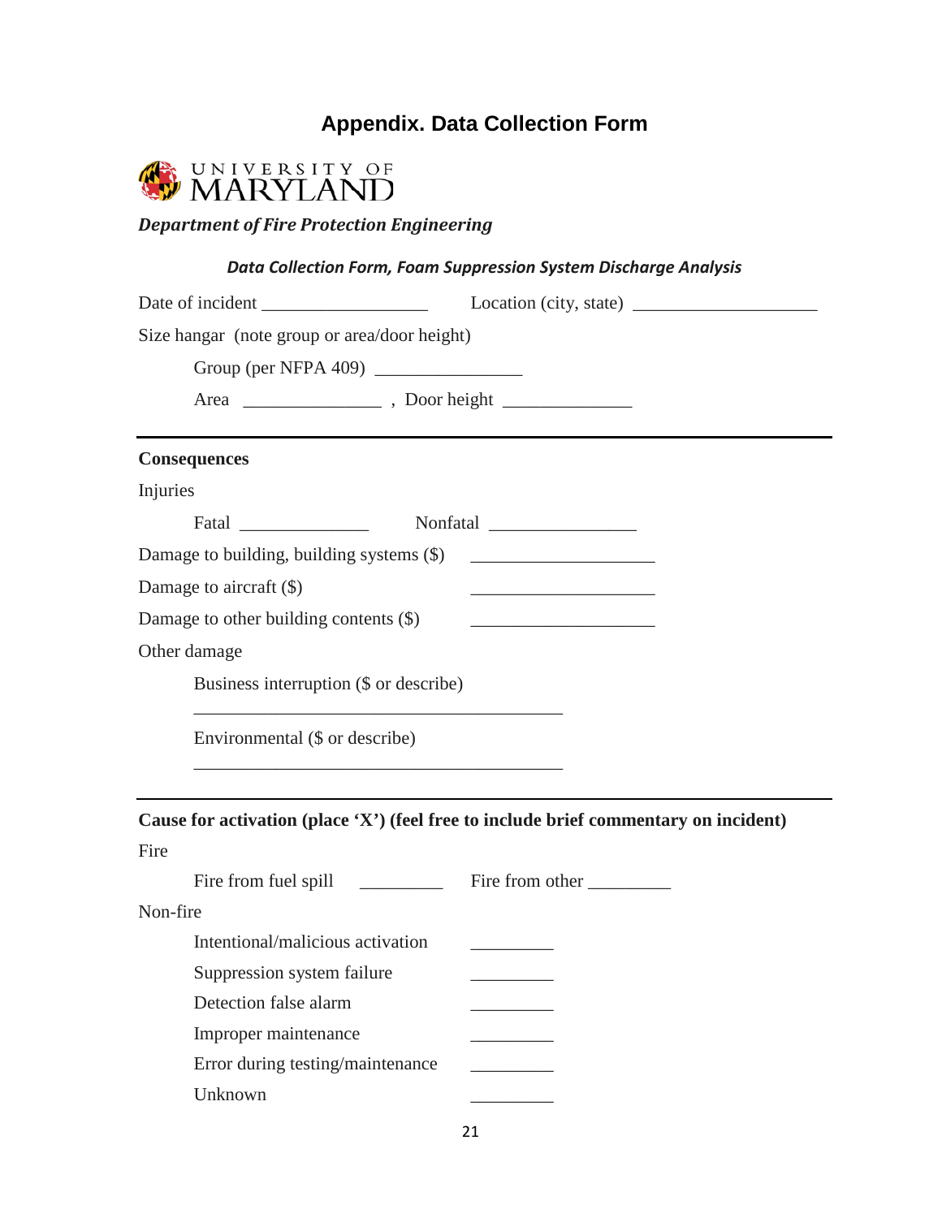# Appendix. Data Collection Form

UNIVERSITY OF MARYLAND

***Department of Fire Protection Engineering***

***Data Collection Form, Foam Suppression System Discharge Analysis***

Date of incident __________________ Location (city, state) ____________________

Size hangar (note group or area/door height)

Group (per NFPA 409) ________________

Area _______________ , Door height ______________

---

**Consequences**

Injuries

Fatal ______________ Nonfatal ________________

Damage to building, building systems ($) ____________________

Damage to aircraft ($) ____________________

Damage to other building contents ($) ____________________

Other damage

Business interruption ($ or describe)

________________________________________

Environmental ($ or describe)

________________________________________

---

**Cause for activation (place 'X') (feel free to include brief commentary on incident)**

Fire

Fire from fuel spill _________ Fire from other _________

Non-fire

Intentional/malicious activation _________

Suppression system failure _________

Detection false alarm _________

Improper maintenance _________

Error during testing/maintenance _________

Unknown _________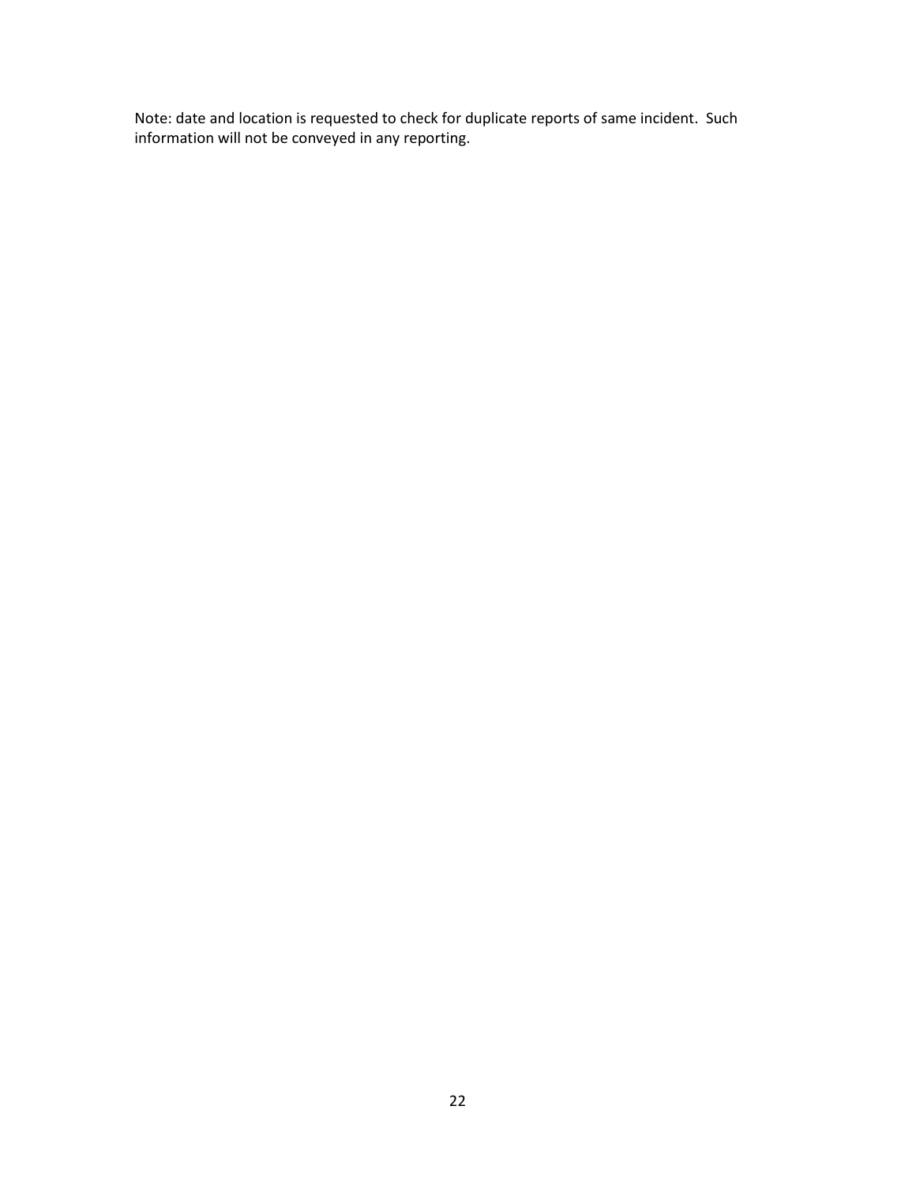Note: date and location is requested to check for duplicate reports of same incident. Such information will not be conveyed in any reporting.